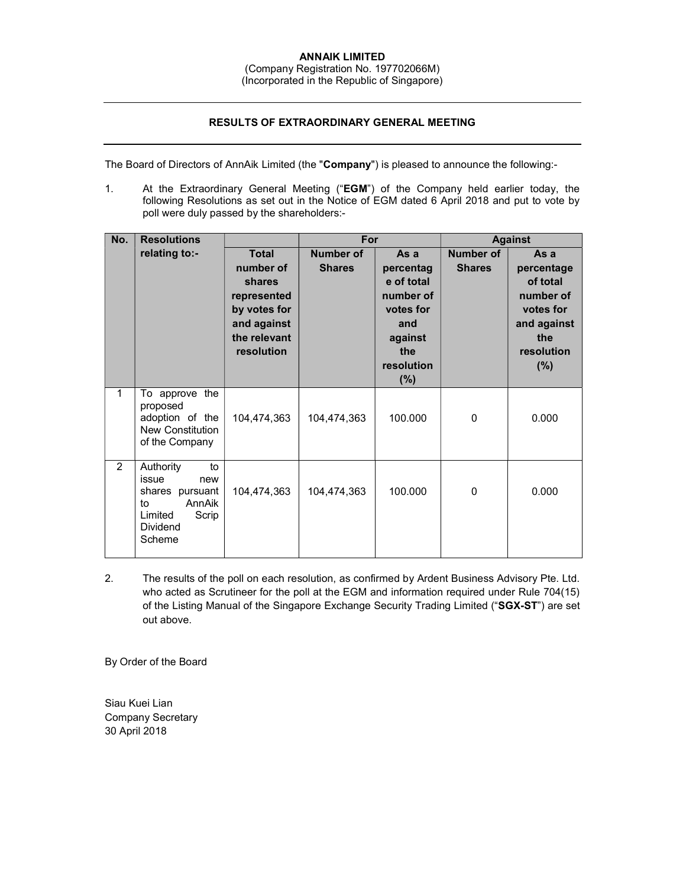**ANNAIK LIMITED**
(Company Registration No. 197702066M)
(Incorporated in the Republic of Singapore)

---

## RESULTS OF EXTRAORDINARY GENERAL MEETING

---

The Board of Directors of AnnAik Limited (the "**Company**") is pleased to announce the following:-

1. At the Extraordinary General Meeting ("**EGM**") of the Company held earlier today, the following Resolutions as set out in the Notice of EGM dated 6 April 2018 and put to vote by poll were duly passed by the shareholders:-

| No. | Resolutions relating to:- | | For | | Against | |
|---|---|---|---|---|---|---|
| | | **Total number of shares represented by votes for and against the relevant resolution** | **Number of Shares** | **As a percentage of total number of votes for and against the resolution (%)** | **Number of Shares** | **As a percentage of total number of votes for and against the resolution (%)** |
| 1 | To approve the proposed adoption of the New Constitution of the Company | 104,474,363 | 104,474,363 | 100.000 | 0 | 0.000 |
| 2 | Authority to issue new shares pursuant to AnnAik Limited Scrip Dividend Scheme | 104,474,363 | 104,474,363 | 100.000 | 0 | 0.000 |

2. The results of the poll on each resolution, as confirmed by Ardent Business Advisory Pte. Ltd. who acted as Scrutineer for the poll at the EGM and information required under Rule 704(15) of the Listing Manual of the Singapore Exchange Security Trading Limited ("**SGX-ST**") are set out above.

By Order of the Board

Siau Kuei Lian
Company Secretary
30 April 2018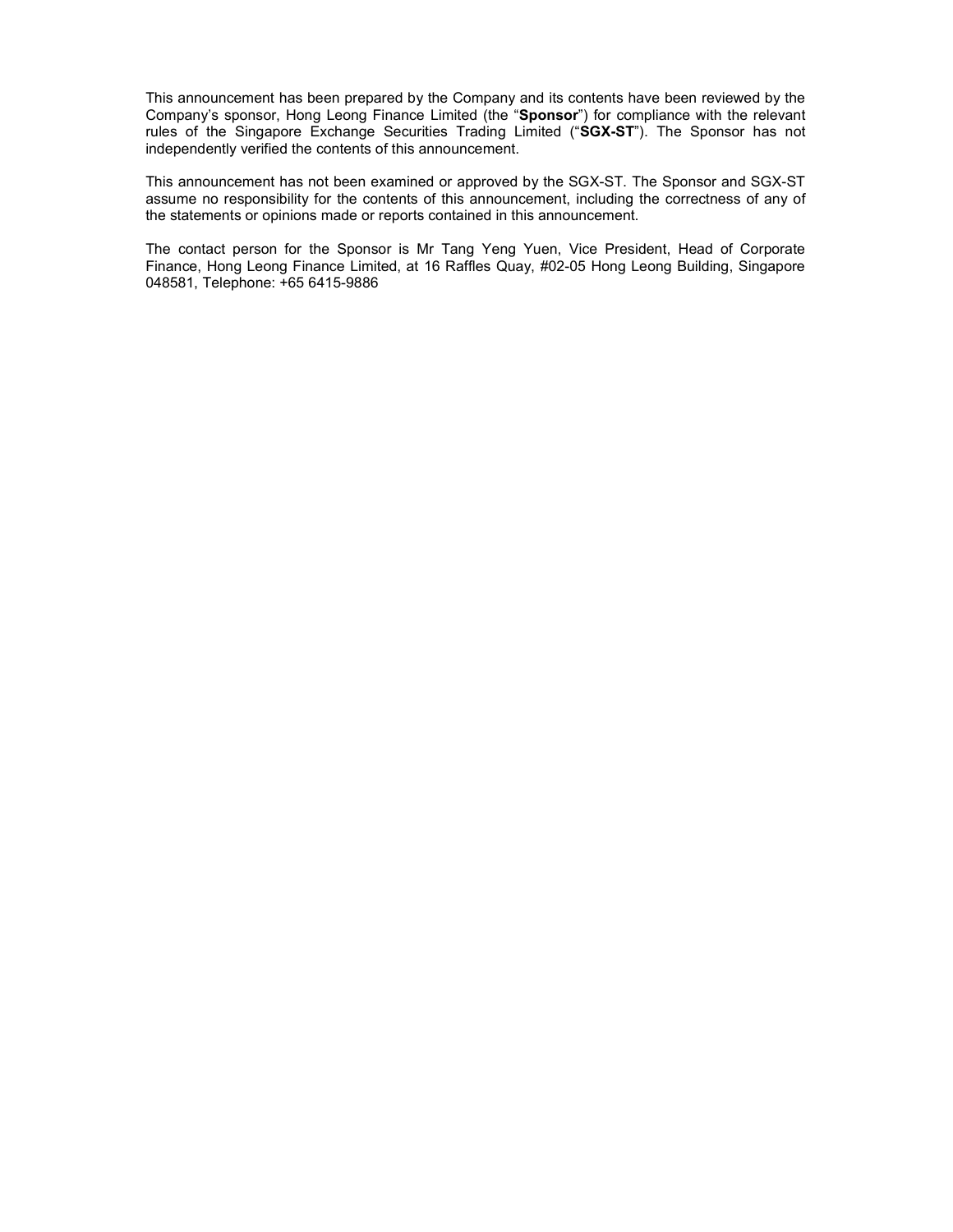This announcement has been prepared by the Company and its contents have been reviewed by the Company's sponsor, Hong Leong Finance Limited (the "**Sponsor**") for compliance with the relevant rules of the Singapore Exchange Securities Trading Limited ("**SGX-ST**"). The Sponsor has not independently verified the contents of this announcement.

This announcement has not been examined or approved by the SGX-ST. The Sponsor and SGX-ST assume no responsibility for the contents of this announcement, including the correctness of any of the statements or opinions made or reports contained in this announcement.

The contact person for the Sponsor is Mr Tang Yeng Yuen, Vice President, Head of Corporate Finance, Hong Leong Finance Limited, at 16 Raffles Quay, #02-05 Hong Leong Building, Singapore 048581, Telephone: +65 6415-9886